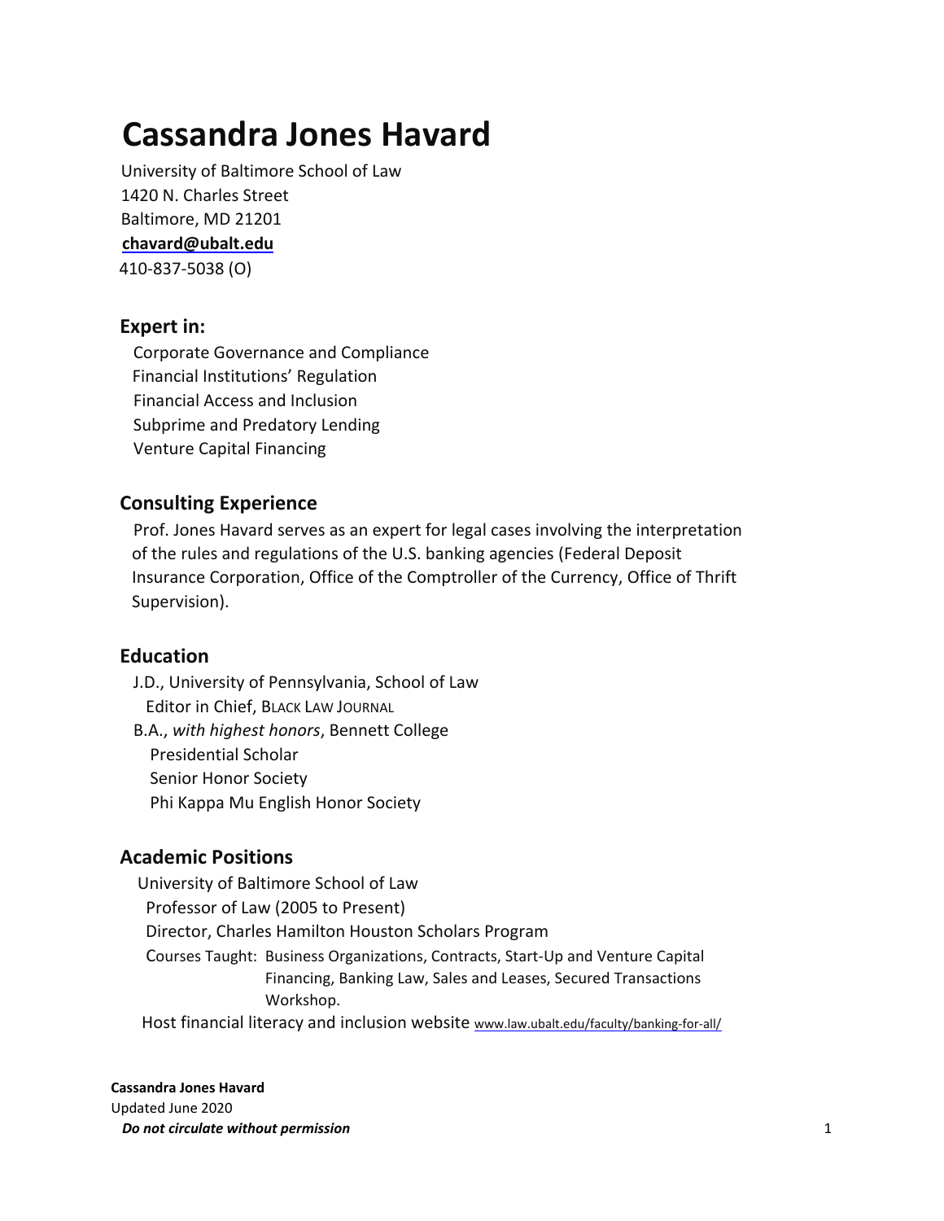# Cassandra Jones Havard

University of Baltimore School of Law
1420 N. Charles Street
Baltimore, MD 21201
**chavard@ubalt.edu**
410-837-5038 (O)

## Expert in:

Corporate Governance and Compliance
Financial Institutions' Regulation
Financial Access and Inclusion
Subprime and Predatory Lending
Venture Capital Financing

## Consulting Experience

Prof. Jones Havard serves as an expert for legal cases involving the interpretation of the rules and regulations of the U.S. banking agencies (Federal Deposit Insurance Corporation, Office of the Comptroller of the Currency, Office of Thrift Supervision).

## Education

J.D., University of Pennsylvania, School of Law
- Editor in Chief, BLACK LAW JOURNAL

B.A., *with highest honors*, Bennett College
- Presidential Scholar
- Senior Honor Society
- Phi Kappa Mu English Honor Society

## Academic Positions

University of Baltimore School of Law
- Professor of Law (2005 to Present)
- Director, Charles Hamilton Houston Scholars Program
- Courses Taught: Business Organizations, Contracts, Start-Up and Venture Capital Financing, Banking Law, Sales and Leases, Secured Transactions Workshop.

Host financial literacy and inclusion website www.law.ubalt.edu/faculty/banking-for-all/

**Cassandra Jones Havard**
Updated June 2020
***Do not circulate without permission***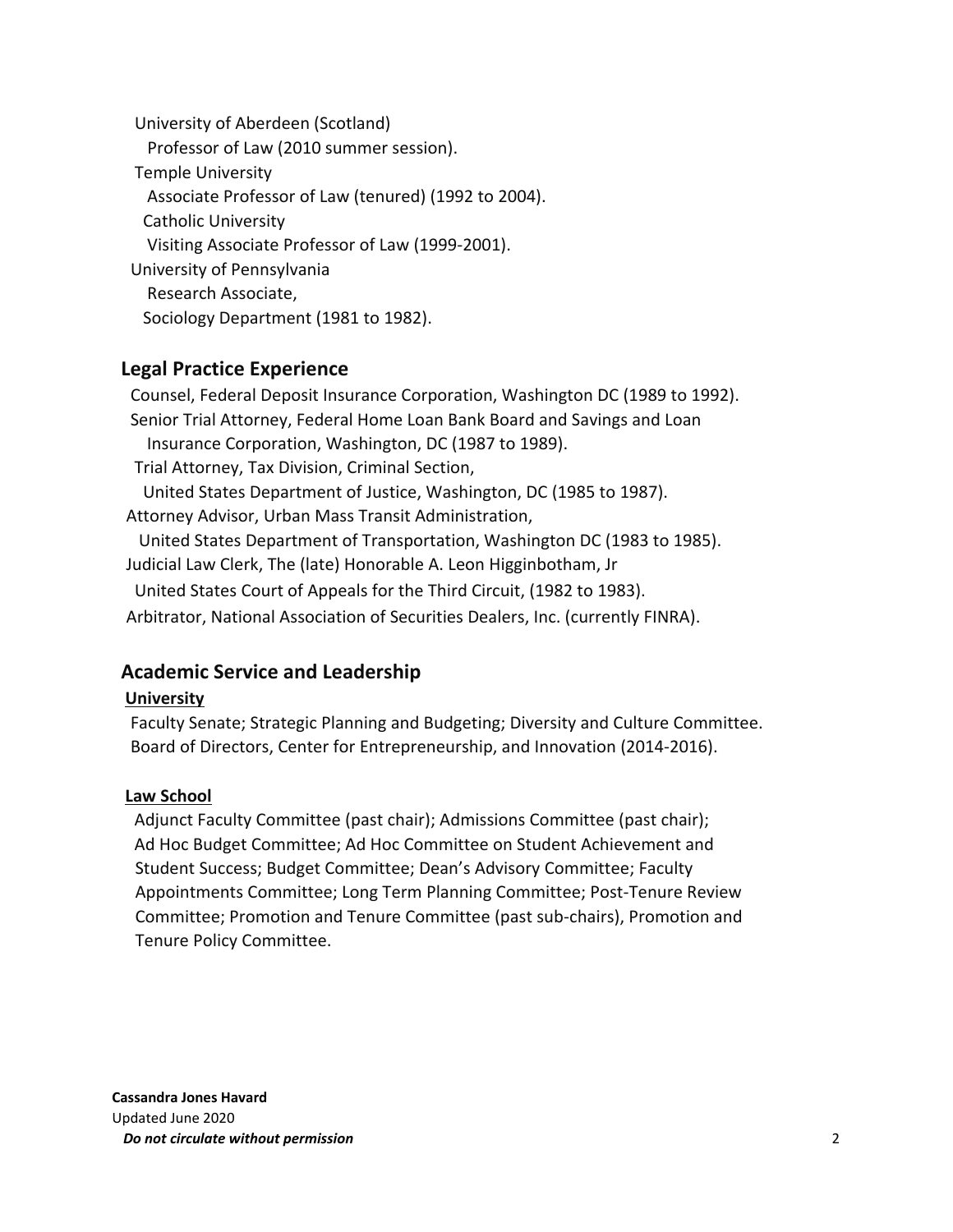University of Aberdeen (Scotland)
Professor of Law (2010 summer session).

Temple University
Associate Professor of Law (tenured) (1992 to 2004).

Catholic University
Visiting Associate Professor of Law (1999-2001).

University of Pennsylvania
Research Associate,
Sociology Department (1981 to 1982).

## Legal Practice Experience

Counsel, Federal Deposit Insurance Corporation, Washington DC (1989 to 1992).

Senior Trial Attorney, Federal Home Loan Bank Board and Savings and Loan Insurance Corporation, Washington, DC (1987 to 1989).

Trial Attorney, Tax Division, Criminal Section,
United States Department of Justice, Washington, DC (1985 to 1987).

Attorney Advisor, Urban Mass Transit Administration,
United States Department of Transportation, Washington DC (1983 to 1985).

Judicial Law Clerk, The (late) Honorable A. Leon Higginbotham, Jr
United States Court of Appeals for the Third Circuit, (1982 to 1983).

Arbitrator, National Association of Securities Dealers, Inc. (currently FINRA).

## Academic Service and Leadership

**University**

Faculty Senate; Strategic Planning and Budgeting; Diversity and Culture Committee.
Board of Directors, Center for Entrepreneurship, and Innovation (2014-2016).

**Law School**

Adjunct Faculty Committee (past chair); Admissions Committee (past chair); Ad Hoc Budget Committee; Ad Hoc Committee on Student Achievement and Student Success; Budget Committee; Dean's Advisory Committee; Faculty Appointments Committee; Long Term Planning Committee; Post-Tenure Review Committee; Promotion and Tenure Committee (past sub-chairs), Promotion and Tenure Policy Committee.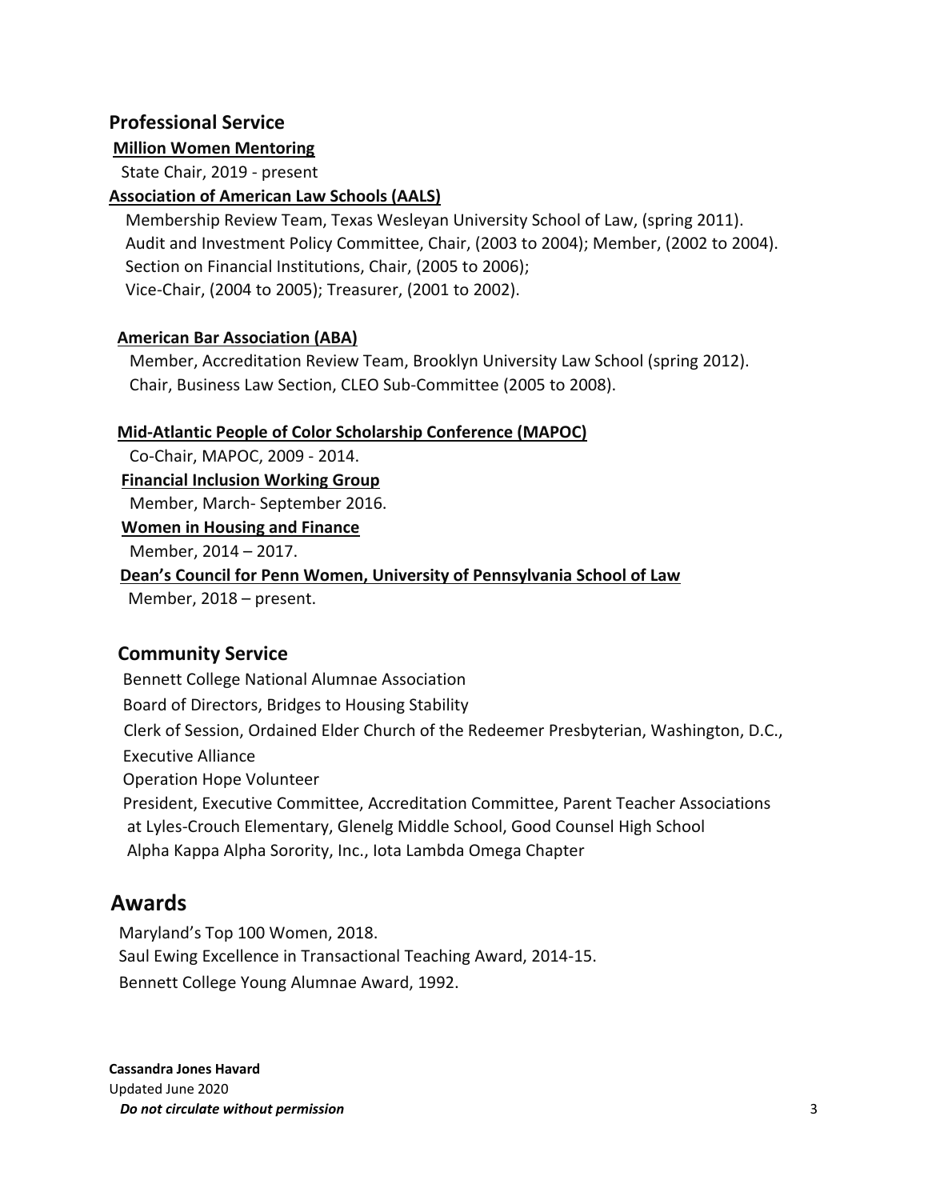## Professional Service

**Million Women Mentoring**

State Chair, 2019 - present

**Association of American Law Schools (AALS)**

Membership Review Team, Texas Wesleyan University School of Law, (spring 2011).
Audit and Investment Policy Committee, Chair, (2003 to 2004); Member, (2002 to 2004).
Section on Financial Institutions, Chair, (2005 to 2006);
Vice-Chair, (2004 to 2005); Treasurer, (2001 to 2002).

**American Bar Association (ABA)**

Member, Accreditation Review Team, Brooklyn University Law School (spring 2012).
Chair, Business Law Section, CLEO Sub-Committee (2005 to 2008).

**Mid-Atlantic People of Color Scholarship Conference (MAPOC)**

Co-Chair, MAPOC, 2009 - 2014.

**Financial Inclusion Working Group**

Member, March- September 2016.

**Women in Housing and Finance**

Member, 2014 – 2017.

**Dean's Council for Penn Women, University of Pennsylvania School of Law**

Member, 2018 – present.

## Community Service

Bennett College National Alumnae Association
Board of Directors, Bridges to Housing Stability
Clerk of Session, Ordained Elder Church of the Redeemer Presbyterian, Washington, D.C.,
Executive Alliance
Operation Hope Volunteer
President, Executive Committee, Accreditation Committee, Parent Teacher Associations at Lyles-Crouch Elementary, Glenelg Middle School, Good Counsel High School
Alpha Kappa Alpha Sorority, Inc., Iota Lambda Omega Chapter

## Awards

Maryland's Top 100 Women, 2018.
Saul Ewing Excellence in Transactional Teaching Award, 2014-15.
Bennett College Young Alumnae Award, 1992.

**Cassandra Jones Havard**
Updated June 2020
***Do not circulate without permission***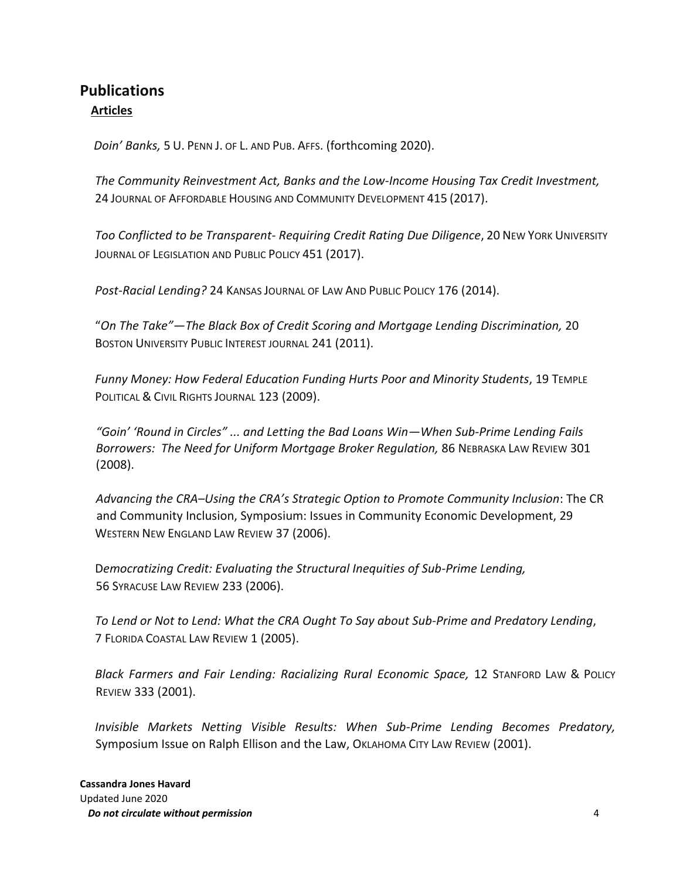# Publications

## Articles

*Doin' Banks,* 5 U. PENN J. OF L. AND PUB. AFFS. (forthcoming 2020).

*The Community Reinvestment Act, Banks and the Low-Income Housing Tax Credit Investment,* 24 JOURNAL OF AFFORDABLE HOUSING AND COMMUNITY DEVELOPMENT 415 (2017).

*Too Conflicted to be Transparent- Requiring Credit Rating Due Diligence*, 20 NEW YORK UNIVERSITY JOURNAL OF LEGISLATION AND PUBLIC POLICY 451 (2017).

*Post-Racial Lending?* 24 KANSAS JOURNAL OF LAW AND PUBLIC POLICY 176 (2014).

"*On The Take"—The Black Box of Credit Scoring and Mortgage Lending Discrimination,* 20 BOSTON UNIVERSITY PUBLIC INTEREST JOURNAL 241 (2011).

*Funny Money: How Federal Education Funding Hurts Poor and Minority Students*, 19 TEMPLE POLITICAL & CIVIL RIGHTS JOURNAL 123 (2009).

*"Goin' 'Round in Circles" ... and Letting the Bad Loans Win—When Sub-Prime Lending Fails Borrowers: The Need for Uniform Mortgage Broker Regulation,* 86 NEBRASKA LAW REVIEW 301 (2008).

*Advancing the CRA–Using the CRA's Strategic Option to Promote Community Inclusion*: The CR and Community Inclusion, Symposium: Issues in Community Economic Development, 29 WESTERN NEW ENGLAND LAW REVIEW 37 (2006).

D*emocratizing Credit: Evaluating the Structural Inequities of Sub-Prime Lending,* 56 SYRACUSE LAW REVIEW 233 (2006).

*To Lend or Not to Lend: What the CRA Ought To Say about Sub-Prime and Predatory Lending*, 7 FLORIDA COASTAL LAW REVIEW 1 (2005).

*Black Farmers and Fair Lending: Racializing Rural Economic Space,* 12 STANFORD LAW & POLICY REVIEW 333 (2001).

*Invisible Markets Netting Visible Results: When Sub-Prime Lending Becomes Predatory,* Symposium Issue on Ralph Ellison and the Law, OKLAHOMA CITY LAW REVIEW (2001).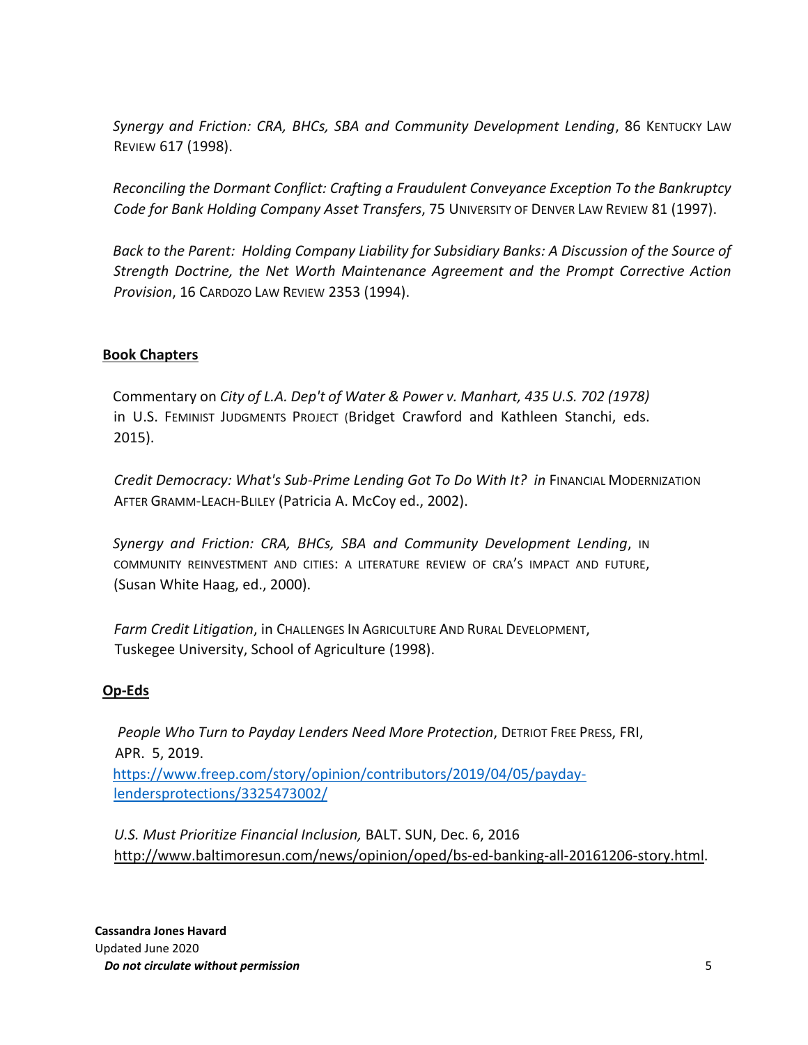*Synergy and Friction: CRA, BHCs, SBA and Community Development Lending*, 86 KENTUCKY LAW REVIEW 617 (1998).

*Reconciling the Dormant Conflict: Crafting a Fraudulent Conveyance Exception To the Bankruptcy Code for Bank Holding Company Asset Transfers*, 75 UNIVERSITY OF DENVER LAW REVIEW 81 (1997).

*Back to the Parent: Holding Company Liability for Subsidiary Banks: A Discussion of the Source of Strength Doctrine, the Net Worth Maintenance Agreement and the Prompt Corrective Action Provision*, 16 CARDOZO LAW REVIEW 2353 (1994).

## Book Chapters

Commentary on *City of L.A. Dep't of Water & Power v. Manhart, 435 U.S. 702 (1978)* in U.S. FEMINIST JUDGMENTS PROJECT (Bridget Crawford and Kathleen Stanchi, eds. 2015).

*Credit Democracy: What's Sub-Prime Lending Got To Do With It? in* FINANCIAL MODERNIZATION AFTER GRAMM-LEACH-BLILEY (Patricia A. McCoy ed., 2002).

*Synergy and Friction: CRA, BHCs, SBA and Community Development Lending*, IN COMMUNITY REINVESTMENT AND CITIES: A LITERATURE REVIEW OF CRA'S IMPACT AND FUTURE, (Susan White Haag, ed., 2000).

*Farm Credit Litigation*, in CHALLENGES IN AGRICULTURE AND RURAL DEVELOPMENT, Tuskegee University, School of Agriculture (1998).

## Op-Eds

*People Who Turn to Payday Lenders Need More Protection*, DETRIOT FREE PRESS, FRI, APR. 5, 2019.
https://www.freep.com/story/opinion/contributors/2019/04/05/payday-lendersprotections/3325473002/

*U.S. Must Prioritize Financial Inclusion,* BALT. SUN, Dec. 6, 2016
http://www.baltimoresun.com/news/opinion/oped/bs-ed-banking-all-20161206-story.html.

**Cassandra Jones Havard**
Updated June 2020
***Do not circulate without permission***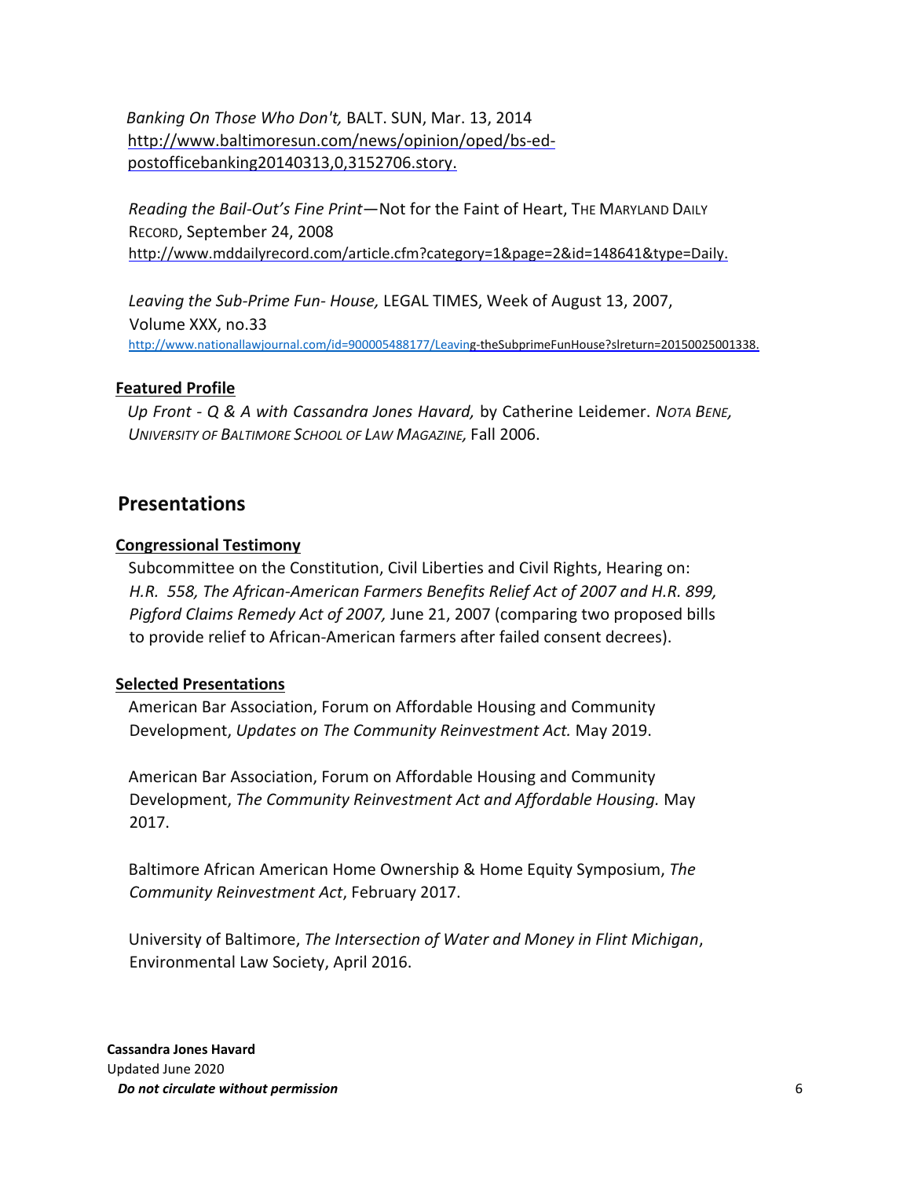*Banking On Those Who Don't,* BALT. SUN, Mar. 13, 2014 http://www.baltimoresun.com/news/opinion/oped/bs-ed-postofficebanking20140313,0,3152706.story.

*Reading the Bail-Out's Fine Print*—Not for the Faint of Heart, THE MARYLAND DAILY RECORD, September 24, 2008 http://www.mddailyrecord.com/article.cfm?category=1&page=2&id=148641&type=Daily.

*Leaving the Sub-Prime Fun- House,* LEGAL TIMES, Week of August 13, 2007, Volume XXX, no.33 http://www.nationallawjournal.com/id=900005488177/Leaving-theSubprimeFunHouse?slreturn=20150025001338.

**Featured Profile**

*Up Front - Q & A with Cassandra Jones Havard,* by Catherine Leidemer. *NOTA BENE, UNIVERSITY OF BALTIMORE SCHOOL OF LAW MAGAZINE,* Fall 2006.

## Presentations

**Congressional Testimony**

Subcommittee on the Constitution, Civil Liberties and Civil Rights, Hearing on: *H.R. 558, The African-American Farmers Benefits Relief Act of 2007 and H.R. 899, Pigford Claims Remedy Act of 2007,* June 21, 2007 (comparing two proposed bills to provide relief to African-American farmers after failed consent decrees).

**Selected Presentations**

American Bar Association, Forum on Affordable Housing and Community Development, *Updates on The Community Reinvestment Act.* May 2019.

American Bar Association, Forum on Affordable Housing and Community Development, *The Community Reinvestment Act and Affordable Housing.* May 2017.

Baltimore African American Home Ownership & Home Equity Symposium, *The Community Reinvestment Act*, February 2017.

University of Baltimore, *The Intersection of Water and Money in Flint Michigan*, Environmental Law Society, April 2016.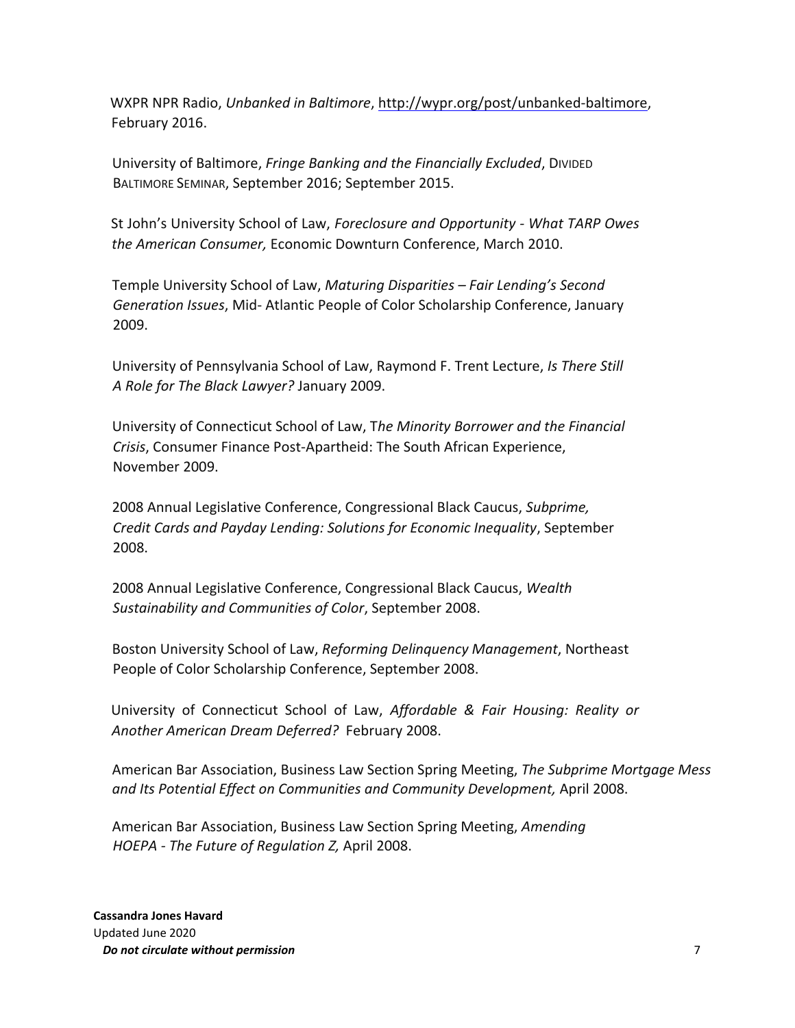WXPR NPR Radio, *Unbanked in Baltimore*, http://wypr.org/post/unbanked-baltimore, February 2016.

University of Baltimore, *Fringe Banking and the Financially Excluded*, DIVIDED BALTIMORE SEMINAR, September 2016; September 2015.

St John's University School of Law, *Foreclosure and Opportunity - What TARP Owes the American Consumer,* Economic Downturn Conference, March 2010.

Temple University School of Law, *Maturing Disparities – Fair Lending's Second Generation Issues*, Mid- Atlantic People of Color Scholarship Conference, January 2009.

University of Pennsylvania School of Law, Raymond F. Trent Lecture, *Is There Still A Role for The Black Lawyer?* January 2009.

University of Connecticut School of Law, T*he Minority Borrower and the Financial Crisis*, Consumer Finance Post-Apartheid: The South African Experience, November 2009.

2008 Annual Legislative Conference, Congressional Black Caucus, *Subprime, Credit Cards and Payday Lending: Solutions for Economic Inequality*, September 2008.

2008 Annual Legislative Conference, Congressional Black Caucus, *Wealth Sustainability and Communities of Color*, September 2008.

Boston University School of Law, *Reforming Delinquency Management*, Northeast People of Color Scholarship Conference, September 2008.

University of Connecticut School of Law, *Affordable & Fair Housing: Reality or Another American Dream Deferred?* February 2008.

American Bar Association, Business Law Section Spring Meeting, *The Subprime Mortgage Mess and Its Potential Effect on Communities and Community Development,* April 2008.

American Bar Association, Business Law Section Spring Meeting, *Amending HOEPA - The Future of Regulation Z,* April 2008.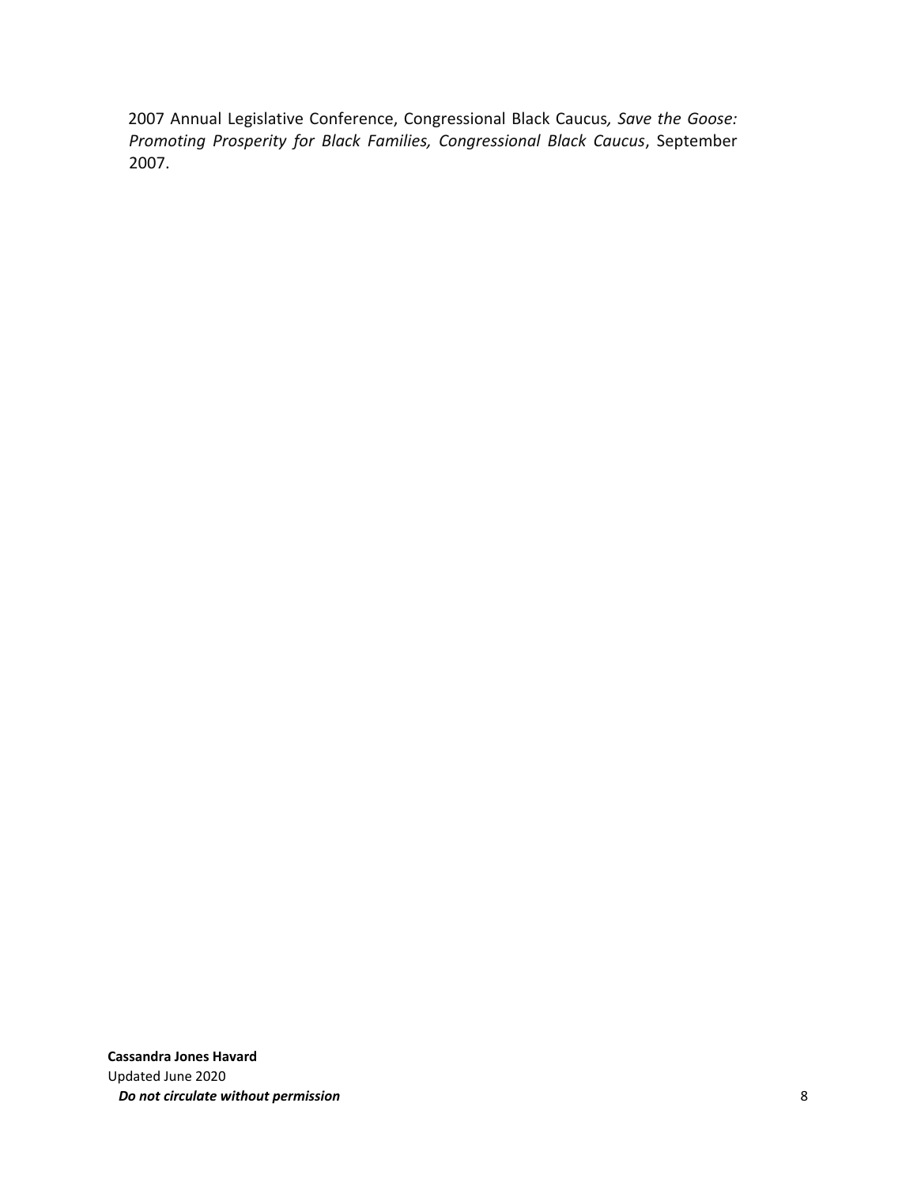2007 Annual Legislative Conference, Congressional Black Caucus*, Save the Goose: Promoting Prosperity for Black Families, Congressional Black Caucus*, September 2007.